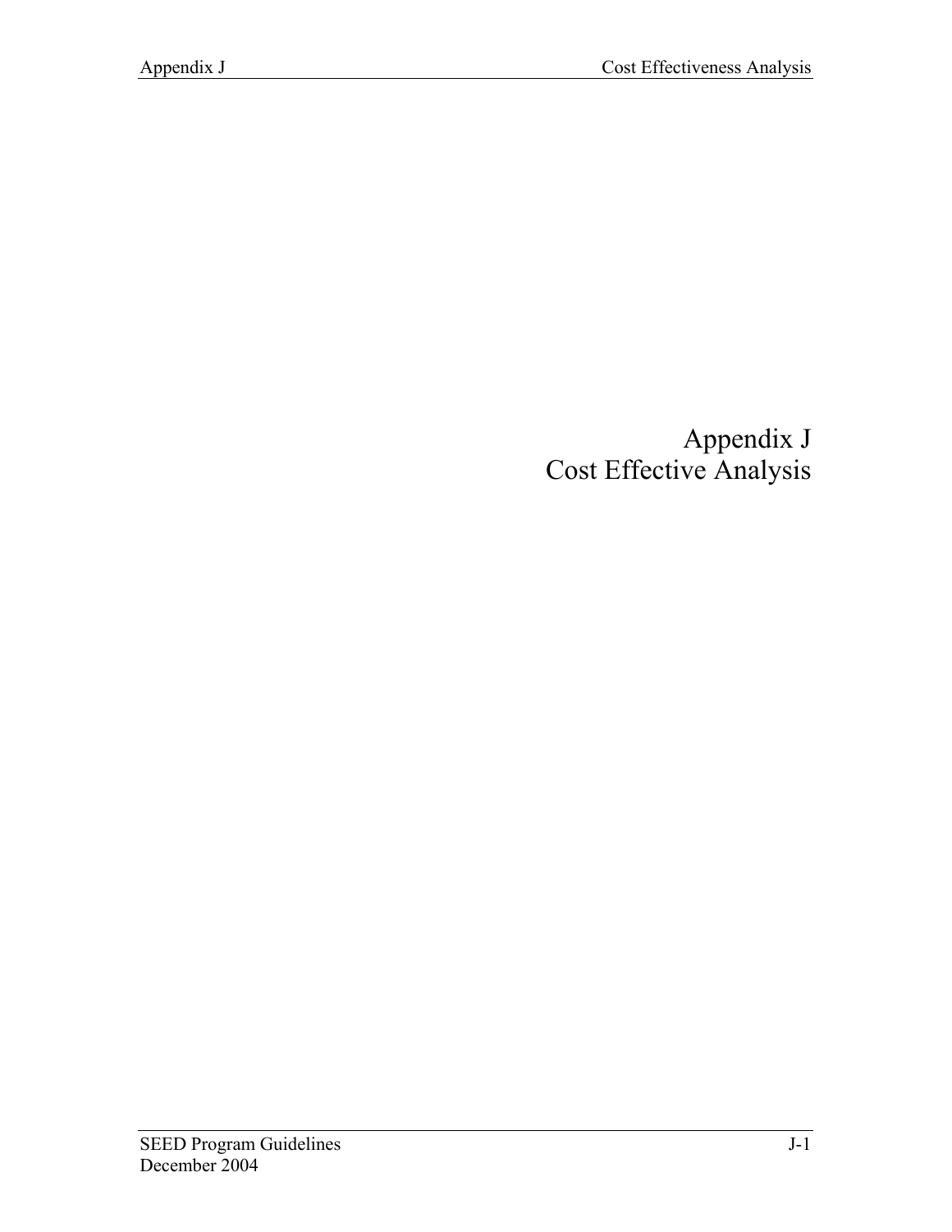# Appendix J
# Cost Effective Analysis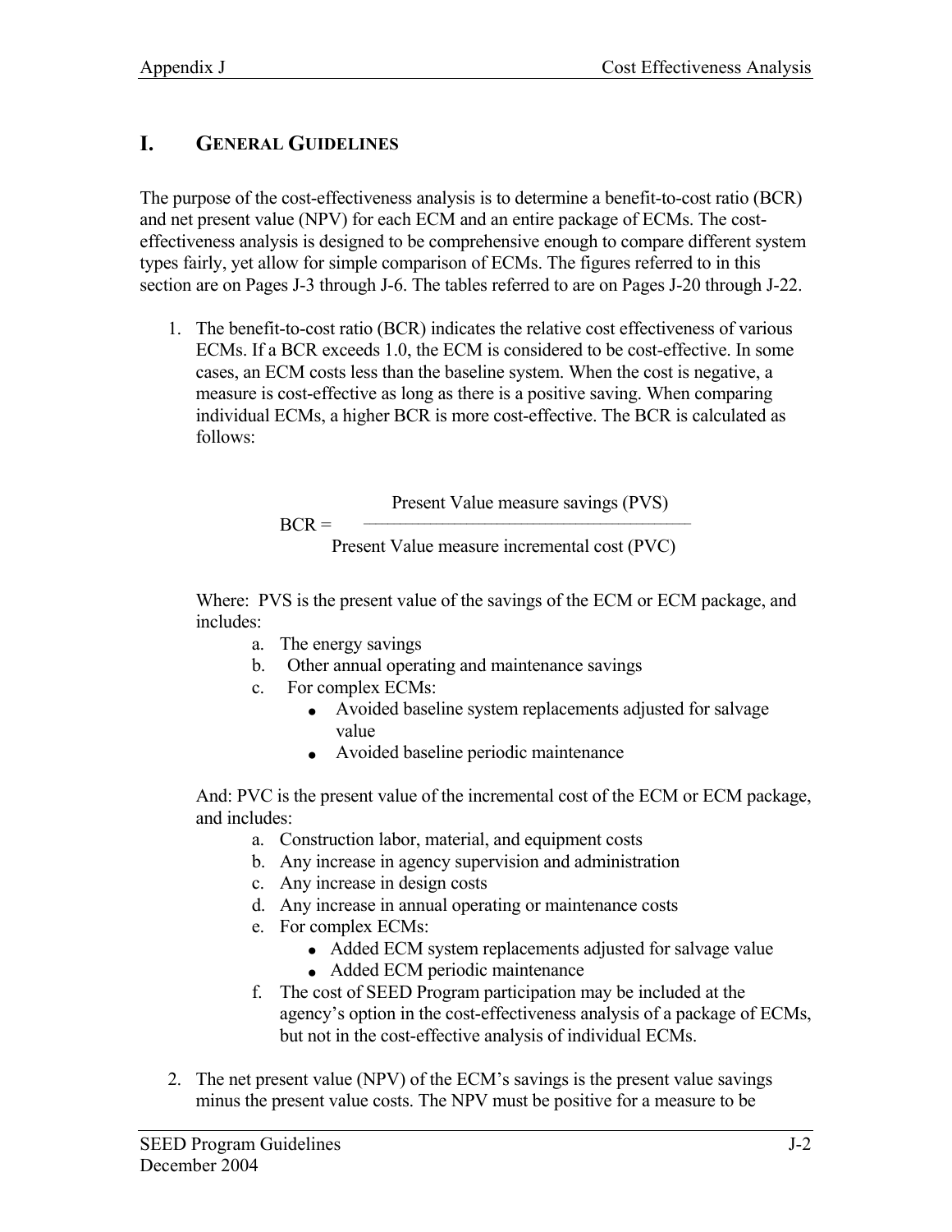## I. General Guidelines

The purpose of the cost-effectiveness analysis is to determine a benefit-to-cost ratio (BCR) and net present value (NPV) for each ECM and an entire package of ECMs. The cost-effectiveness analysis is designed to be comprehensive enough to compare different system types fairly, yet allow for simple comparison of ECMs. The figures referred to in this section are on Pages J-3 through J-6. The tables referred to are on Pages J-20 through J-22.

1. The benefit-to-cost ratio (BCR) indicates the relative cost effectiveness of various ECMs. If a BCR exceeds 1.0, the ECM is considered to be cost-effective. In some cases, an ECM costs less than the baseline system. When the cost is negative, a measure is cost-effective as long as there is a positive saving. When comparing individual ECMs, a higher BCR is more cost-effective. The BCR is calculated as follows:

   $$BCR = \frac{\text{Present Value measure savings (PVS)}}{\text{Present Value measure incremental cost (PVC)}}$$

   Where: PVS is the present value of the savings of the ECM or ECM package, and includes:

   a. The energy savings
   b. Other annual operating and maintenance savings
   c. For complex ECMs:
      - Avoided baseline system replacements adjusted for salvage value
      - Avoided baseline periodic maintenance

   And: PVC is the present value of the incremental cost of the ECM or ECM package, and includes:

   a. Construction labor, material, and equipment costs
   b. Any increase in agency supervision and administration
   c. Any increase in design costs
   d. Any increase in annual operating or maintenance costs
   e. For complex ECMs:
      - Added ECM system replacements adjusted for salvage value
      - Added ECM periodic maintenance
   f. The cost of SEED Program participation may be included at the agency's option in the cost-effectiveness analysis of a package of ECMs, but not in the cost-effective analysis of individual ECMs.

2. The net present value (NPV) of the ECM's savings is the present value savings minus the present value costs. The NPV must be positive for a measure to be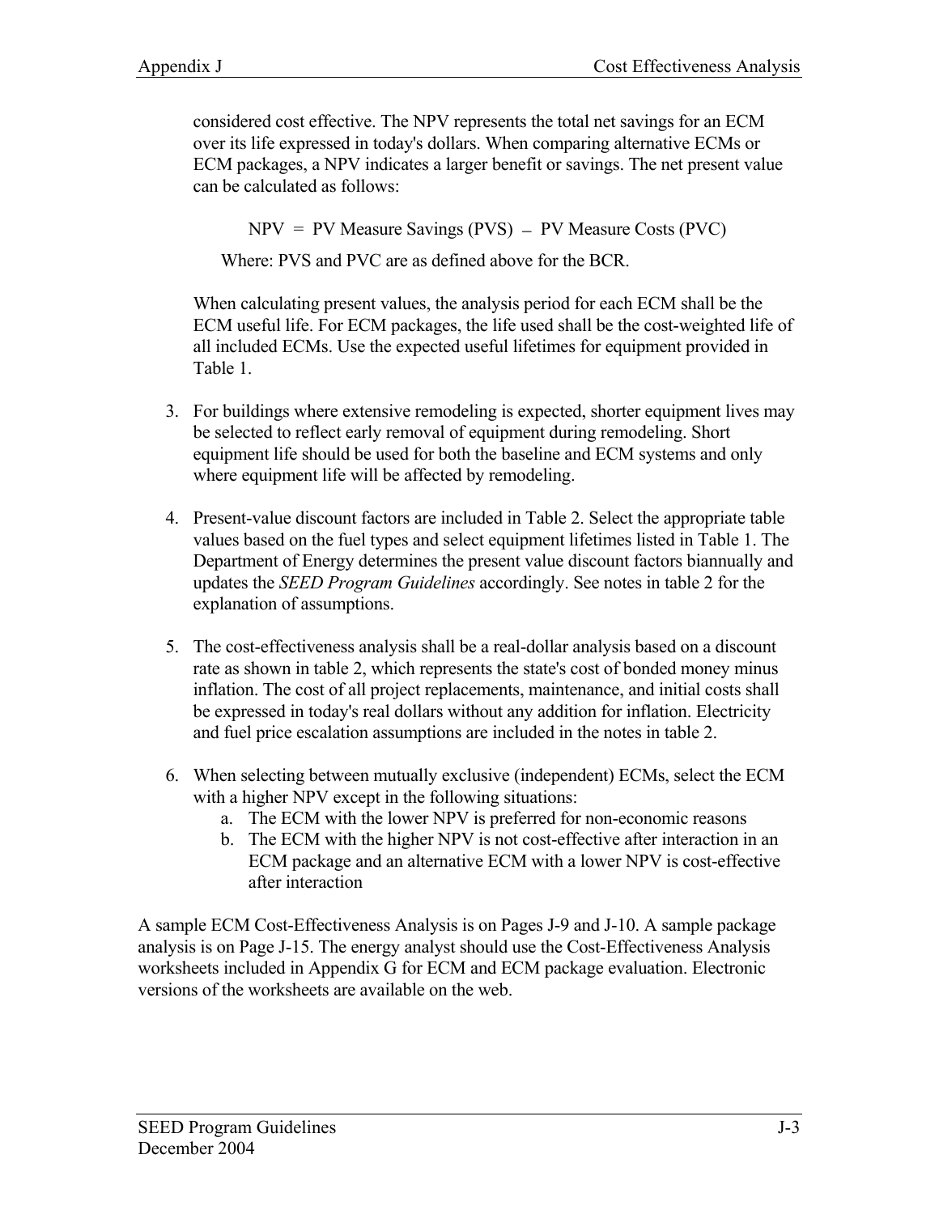considered cost effective. The NPV represents the total net savings for an ECM over its life expressed in today's dollars. When comparing alternative ECMs or ECM packages, a NPV indicates a larger benefit or savings. The net present value can be calculated as follows:

NPV = PV Measure Savings (PVS) – PV Measure Costs (PVC)

Where: PVS and PVC are as defined above for the BCR.

When calculating present values, the analysis period for each ECM shall be the ECM useful life. For ECM packages, the life used shall be the cost-weighted life of all included ECMs. Use the expected useful lifetimes for equipment provided in Table 1.

3. For buildings where extensive remodeling is expected, shorter equipment lives may be selected to reflect early removal of equipment during remodeling. Short equipment life should be used for both the baseline and ECM systems and only where equipment life will be affected by remodeling.

4. Present-value discount factors are included in Table 2. Select the appropriate table values based on the fuel types and select equipment lifetimes listed in Table 1. The Department of Energy determines the present value discount factors biannually and updates the *SEED Program Guidelines* accordingly. See notes in table 2 for the explanation of assumptions.

5. The cost-effectiveness analysis shall be a real-dollar analysis based on a discount rate as shown in table 2, which represents the state's cost of bonded money minus inflation. The cost of all project replacements, maintenance, and initial costs shall be expressed in today's real dollars without any addition for inflation. Electricity and fuel price escalation assumptions are included in the notes in table 2.

6. When selecting between mutually exclusive (independent) ECMs, select the ECM with a higher NPV except in the following situations:
   a. The ECM with the lower NPV is preferred for non-economic reasons
   b. The ECM with the higher NPV is not cost-effective after interaction in an ECM package and an alternative ECM with a lower NPV is cost-effective after interaction

A sample ECM Cost-Effectiveness Analysis is on Pages J-9 and J-10. A sample package analysis is on Page J-15. The energy analyst should use the Cost-Effectiveness Analysis worksheets included in Appendix G for ECM and ECM package evaluation. Electronic versions of the worksheets are available on the web.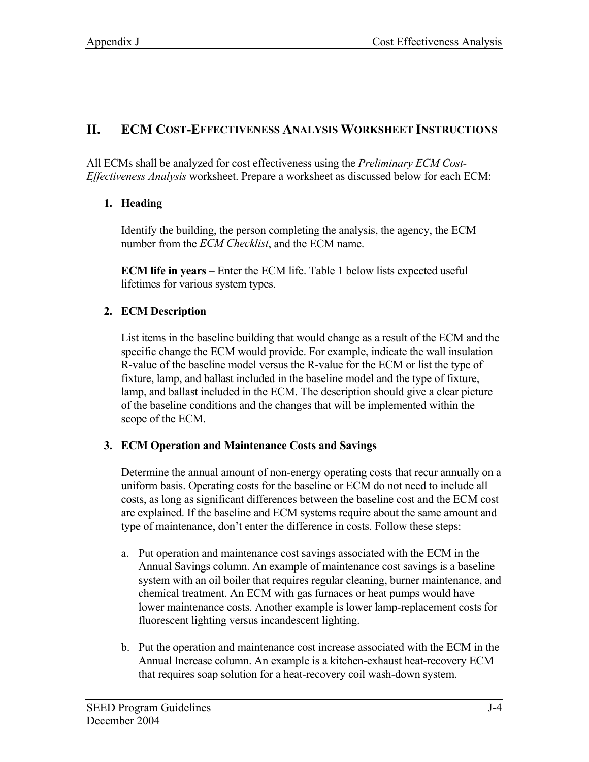## II. ECM Cost-Effectiveness Analysis Worksheet Instructions

All ECMs shall be analyzed for cost effectiveness using the *Preliminary ECM Cost-Effectiveness Analysis* worksheet. Prepare a worksheet as discussed below for each ECM:

1. **Heading**

   Identify the building, the person completing the analysis, the agency, the ECM number from the *ECM Checklist*, and the ECM name.

   **ECM life in years** – Enter the ECM life. Table 1 below lists expected useful lifetimes for various system types.

2. **ECM Description**

   List items in the baseline building that would change as a result of the ECM and the specific change the ECM would provide. For example, indicate the wall insulation R-value of the baseline model versus the R-value for the ECM or list the type of fixture, lamp, and ballast included in the baseline model and the type of fixture, lamp, and ballast included in the ECM. The description should give a clear picture of the baseline conditions and the changes that will be implemented within the scope of the ECM.

3. **ECM Operation and Maintenance Costs and Savings**

   Determine the annual amount of non-energy operating costs that recur annually on a uniform basis. Operating costs for the baseline or ECM do not need to include all costs, as long as significant differences between the baseline cost and the ECM cost are explained. If the baseline and ECM systems require about the same amount and type of maintenance, don't enter the difference in costs. Follow these steps:

   a. Put operation and maintenance cost savings associated with the ECM in the Annual Savings column. An example of maintenance cost savings is a baseline system with an oil boiler that requires regular cleaning, burner maintenance, and chemical treatment. An ECM with gas furnaces or heat pumps would have lower maintenance costs. Another example is lower lamp-replacement costs for fluorescent lighting versus incandescent lighting.

   b. Put the operation and maintenance cost increase associated with the ECM in the Annual Increase column. An example is a kitchen-exhaust heat-recovery ECM that requires soap solution for a heat-recovery coil wash-down system.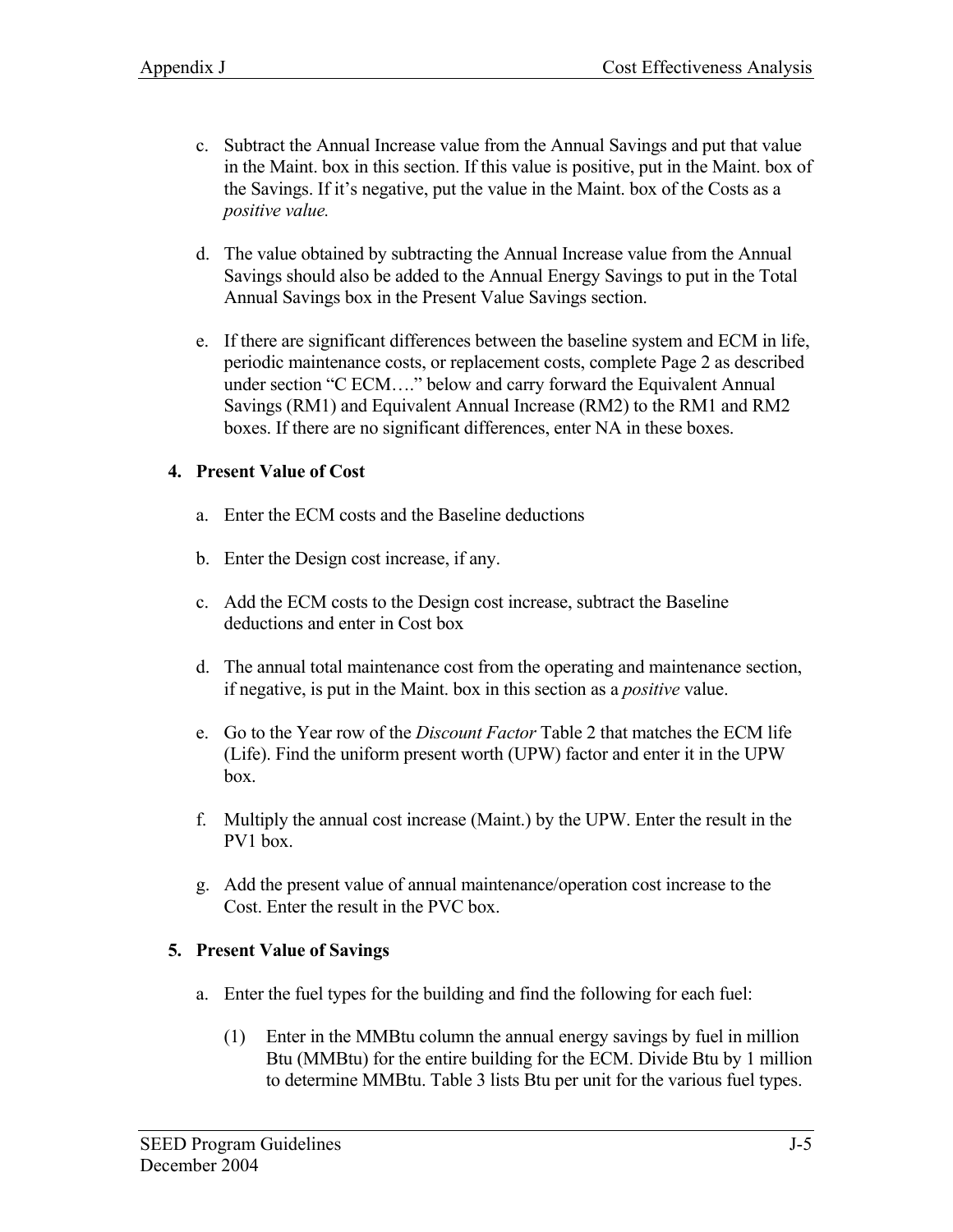c. Subtract the Annual Increase value from the Annual Savings and put that value in the Maint. box in this section. If this value is positive, put in the Maint. box of the Savings. If it's negative, put the value in the Maint. box of the Costs as a *positive value.*

d. The value obtained by subtracting the Annual Increase value from the Annual Savings should also be added to the Annual Energy Savings to put in the Total Annual Savings box in the Present Value Savings section.

e. If there are significant differences between the baseline system and ECM in life, periodic maintenance costs, or replacement costs, complete Page 2 as described under section "C ECM…." below and carry forward the Equivalent Annual Savings (RM1) and Equivalent Annual Increase (RM2) to the RM1 and RM2 boxes. If there are no significant differences, enter NA in these boxes.

**4. Present Value of Cost**

a. Enter the ECM costs and the Baseline deductions

b. Enter the Design cost increase, if any.

c. Add the ECM costs to the Design cost increase, subtract the Baseline deductions and enter in Cost box

d. The annual total maintenance cost from the operating and maintenance section, if negative, is put in the Maint. box in this section as a *positive* value.

e. Go to the Year row of the *Discount Factor* Table 2 that matches the ECM life (Life). Find the uniform present worth (UPW) factor and enter it in the UPW box.

f. Multiply the annual cost increase (Maint.) by the UPW. Enter the result in the PV1 box.

g. Add the present value of annual maintenance/operation cost increase to the Cost. Enter the result in the PVC box.

**5. Present Value of Savings**

a. Enter the fuel types for the building and find the following for each fuel:

(1) Enter in the MMBtu column the annual energy savings by fuel in million Btu (MMBtu) for the entire building for the ECM. Divide Btu by 1 million to determine MMBtu. Table 3 lists Btu per unit for the various fuel types.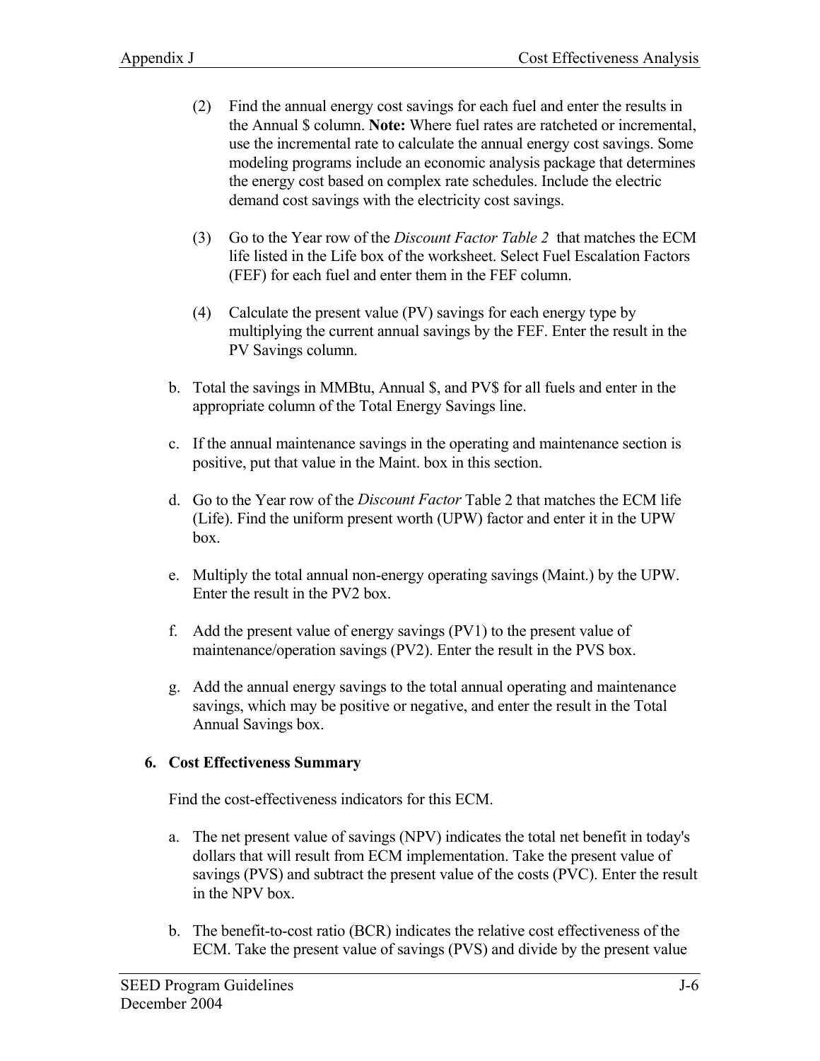(2) Find the annual energy cost savings for each fuel and enter the results in the Annual $ column. **Note:** Where fuel rates are ratcheted or incremental, use the incremental rate to calculate the annual energy cost savings. Some modeling programs include an economic analysis package that determines the energy cost based on complex rate schedules. Include the electric demand cost savings with the electricity cost savings.

(3) Go to the Year row of the *Discount Factor Table 2* that matches the ECM life listed in the Life box of the worksheet. Select Fuel Escalation Factors (FEF) for each fuel and enter them in the FEF column.

(4) Calculate the present value (PV) savings for each energy type by multiplying the current annual savings by the FEF. Enter the result in the PV Savings column.

b. Total the savings in MMBtu, Annual $, and PV$ for all fuels and enter in the appropriate column of the Total Energy Savings line.

c. If the annual maintenance savings in the operating and maintenance section is positive, put that value in the Maint. box in this section.

d. Go to the Year row of the *Discount Factor* Table 2 that matches the ECM life (Life). Find the uniform present worth (UPW) factor and enter it in the UPW box.

e. Multiply the total annual non-energy operating savings (Maint.) by the UPW. Enter the result in the PV2 box.

f. Add the present value of energy savings (PV1) to the present value of maintenance/operation savings (PV2). Enter the result in the PVS box.

g. Add the annual energy savings to the total annual operating and maintenance savings, which may be positive or negative, and enter the result in the Total Annual Savings box.

### 6. Cost Effectiveness Summary

Find the cost-effectiveness indicators for this ECM.

a. The net present value of savings (NPV) indicates the total net benefit in today's dollars that will result from ECM implementation. Take the present value of savings (PVS) and subtract the present value of the costs (PVC). Enter the result in the NPV box.

b. The benefit-to-cost ratio (BCR) indicates the relative cost effectiveness of the ECM. Take the present value of savings (PVS) and divide by the present value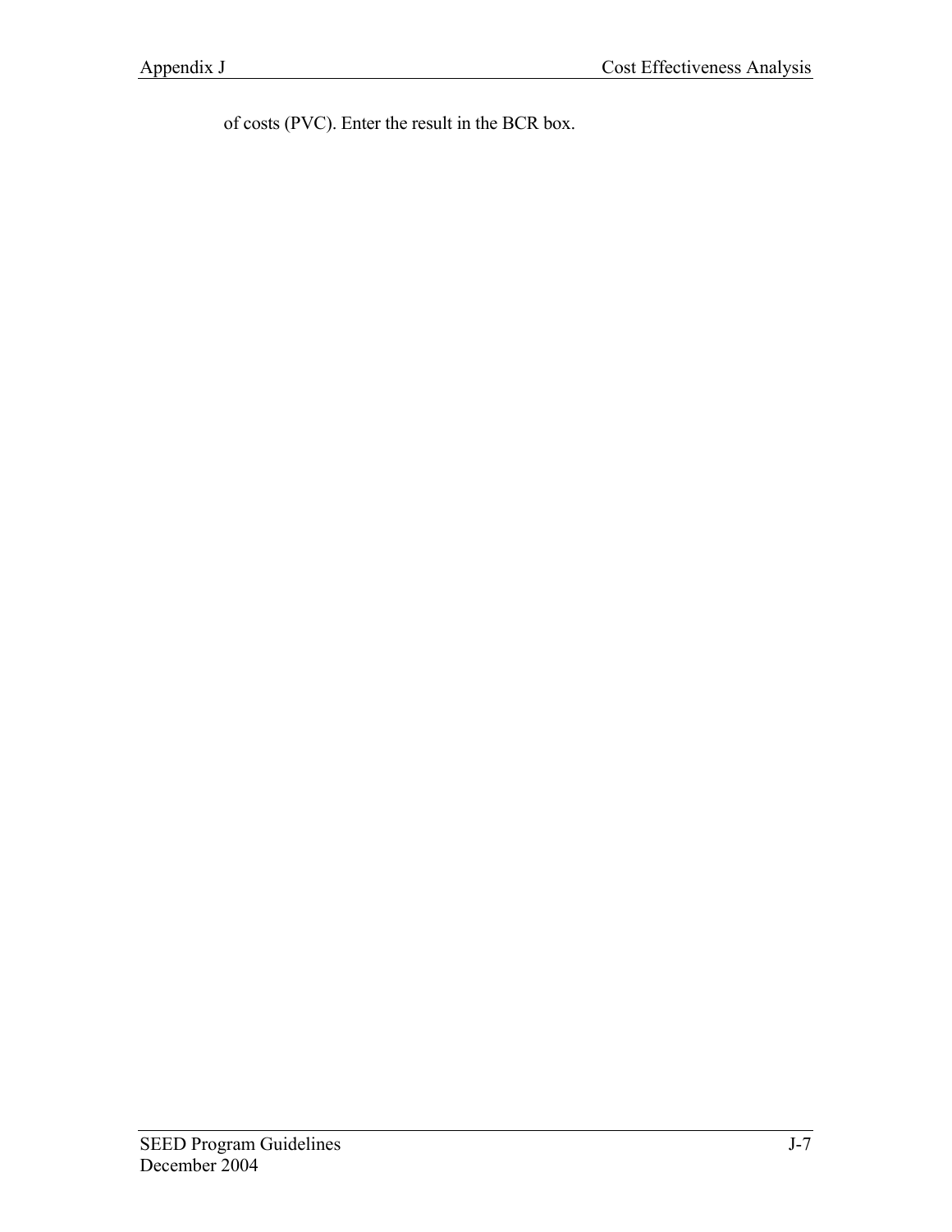of costs (PVC). Enter the result in the BCR box.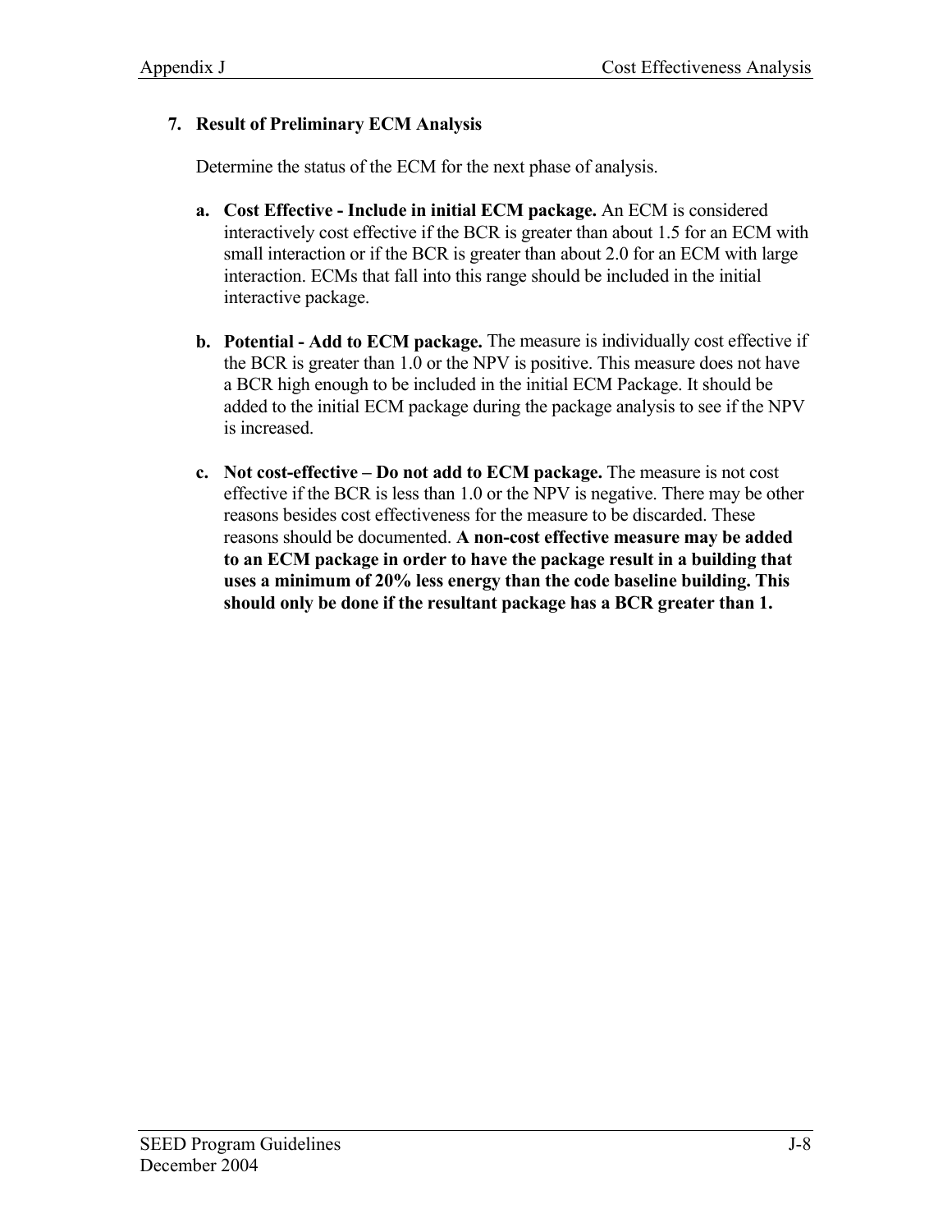### 7. Result of Preliminary ECM Analysis

Determine the status of the ECM for the next phase of analysis.

**a. Cost Effective - Include in initial ECM package.** An ECM is considered interactively cost effective if the BCR is greater than about 1.5 for an ECM with small interaction or if the BCR is greater than about 2.0 for an ECM with large interaction. ECMs that fall into this range should be included in the initial interactive package.

**b. Potential - Add to ECM package.** The measure is individually cost effective if the BCR is greater than 1.0 or the NPV is positive. This measure does not have a BCR high enough to be included in the initial ECM Package. It should be added to the initial ECM package during the package analysis to see if the NPV is increased.

**c. Not cost-effective – Do not add to ECM package.** The measure is not cost effective if the BCR is less than 1.0 or the NPV is negative. There may be other reasons besides cost effectiveness for the measure to be discarded. These reasons should be documented. **A non-cost effective measure may be added to an ECM package in order to have the package result in a building that uses a minimum of 20% less energy than the code baseline building. This should only be done if the resultant package has a BCR greater than 1.**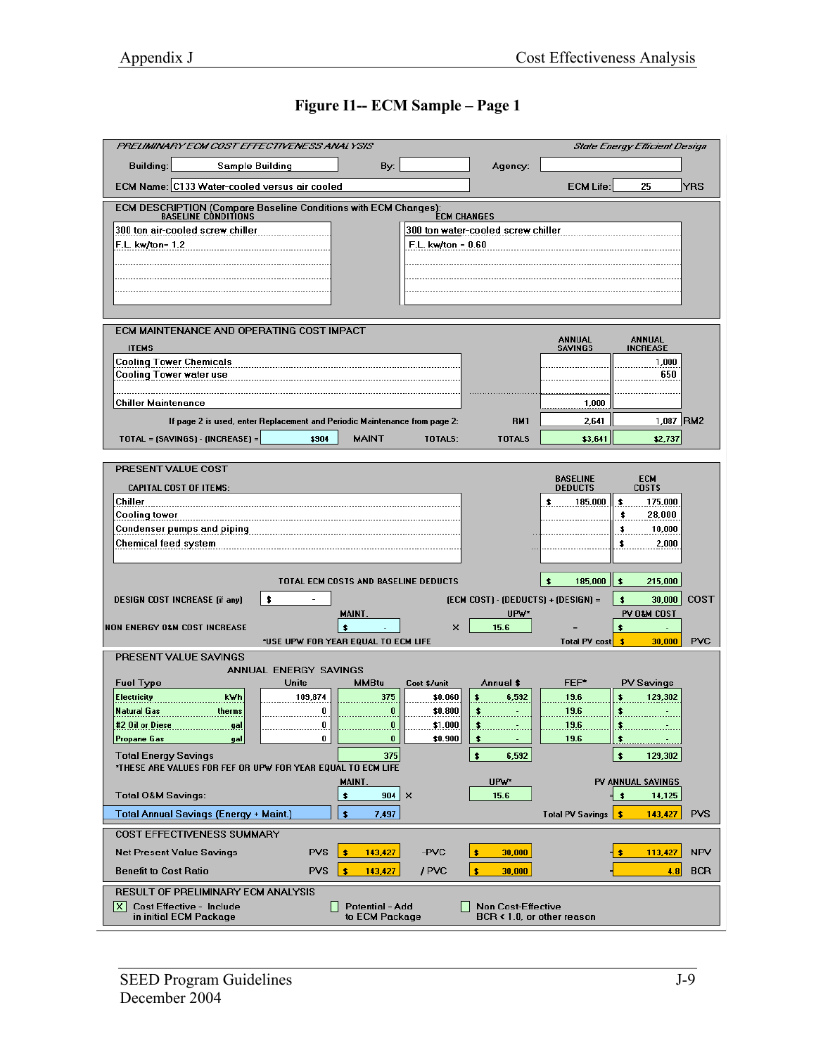# Figure I1-- ECM Sample – Page 1

*PRELIMINARY ECM COST EFFECTIVENESS ANALYSIS* — *State Energy Efficient Design*

Building: Sample Building  By:  Agency:

ECM Name: C133 Water-cooled versus air cooled  ECM Life: 25 YRS

## ECM DESCRIPTION (Compare Baseline Conditions with ECM Changes):

| BASELINE CONDITIONS | ECM CHANGES |
|---|---|
| 300 ton air-cooled screw chiller | 300 ton water-cooled screw chiller |
| F.L. kw/ton= 1.2 | F.L. kw/ton = 0.60 |

## ECM MAINTENANCE AND OPERATING COST IMPACT

| ITEMS | ANNUAL SAVINGS | ANNUAL INCREASE |
|---|---|---|
| Cooling Tower Chemicals | | 1,000 |
| Cooling Tower water use | | 650 |
| | | |
| Chiller Maintenance | 1,000 | |
| If page 2 is used, enter Replacement and Periodic Maintenance from page 2: RM1 / RM2 | 2,641 | 1,087 |
| TOTAL = (SAVINGS) - (INCREASE) = $904 — MAINT TOTALS: TOTALS | $3,641 | $2,737 |

## PRESENT VALUE COST

| CAPITAL COST OF ITEMS: | BASELINE DEDUCTS | ECM COSTS |
|---|---|---|
| Chiller | $ 185,000 | $ 175,000 |
| Cooling tower | | $ 28,000 |
| Condenser pumps and piping | | $ 10,000 |
| Chemical feed system | | $ 2,000 |
| TOTAL ECM COSTS AND BASELINE DEDUCTS | $ 185,000 | $ 215,000 |

DESIGN COST INCREASE (if any) $ -  (ECM COST) - (DEDUCTS) + (DESIGN) = $ 30,000 COST

NON ENERGY O&M COST INCREASE: MAINT. $ - × UPW* 15.6 = PV O&M COST $ -

*USE UPW FOR YEAR EQUAL TO ECM LIFE  Total PV cost $ 30,000 PVC

## PRESENT VALUE SAVINGS

ANNUAL ENERGY SAVINGS

| Fuel Type | | Units | MMBtu | Cost $/unit | Annual $ | FEF* | PV Savings |
|---|---|---|---|---|---|---|---|
| Electricity | kWh | 109,874 | 375 | $0.060 | $ 6,592 | 19.6 | $ 129,302 |
| Natural Gas | therms | 0 | 0 | $0.800 | $ - | 19.6 | $ - |
| #2 Oil or Diese | gal | 0 | 0 | $1.000 | $ - | 19.6 | $ - |
| Propane Gas | gal | 0 | 0 | $0.900 | $ - | 19.6 | $ - |
| Total Energy Savings | | | 375 | | $ 6,592 | | $ 129,302 |

*THESE ARE VALUES FOR FEF OR UPW FOR YEAR EQUAL TO ECM LIFE

| | MAINT. | | UPW* | PV ANNUAL SAVINGS |
|---|---|---|---|---|
| Total O&M Savings: | $ 904 | × | 15.6 | $ 14,125 |
| Total Annual Savings (Energy + Maint.) | $ 7,497 | | Total PV Savings | $ 143,427 PVS |

## COST EFFECTIVENESS SUMMARY

| | | | | | | |
|---|---|---|---|---|---|---|
| Net Present Value Savings | PVS | $ 143,427 | -PVC | $ 30,000 | = $ 113,427 | NPV |
| Benefit to Cost Ratio | PVS | $ 143,427 | / PVC | $ 30,000 | = 4.8 | BCR |

## RESULT OF PRELIMINARY ECM ANALYSIS

- [X] Cost Effective - Include in initial ECM Package
- [ ] Potential - Add to ECM Package
- [ ] Non Cost-Effective BCR < 1.0, or other reason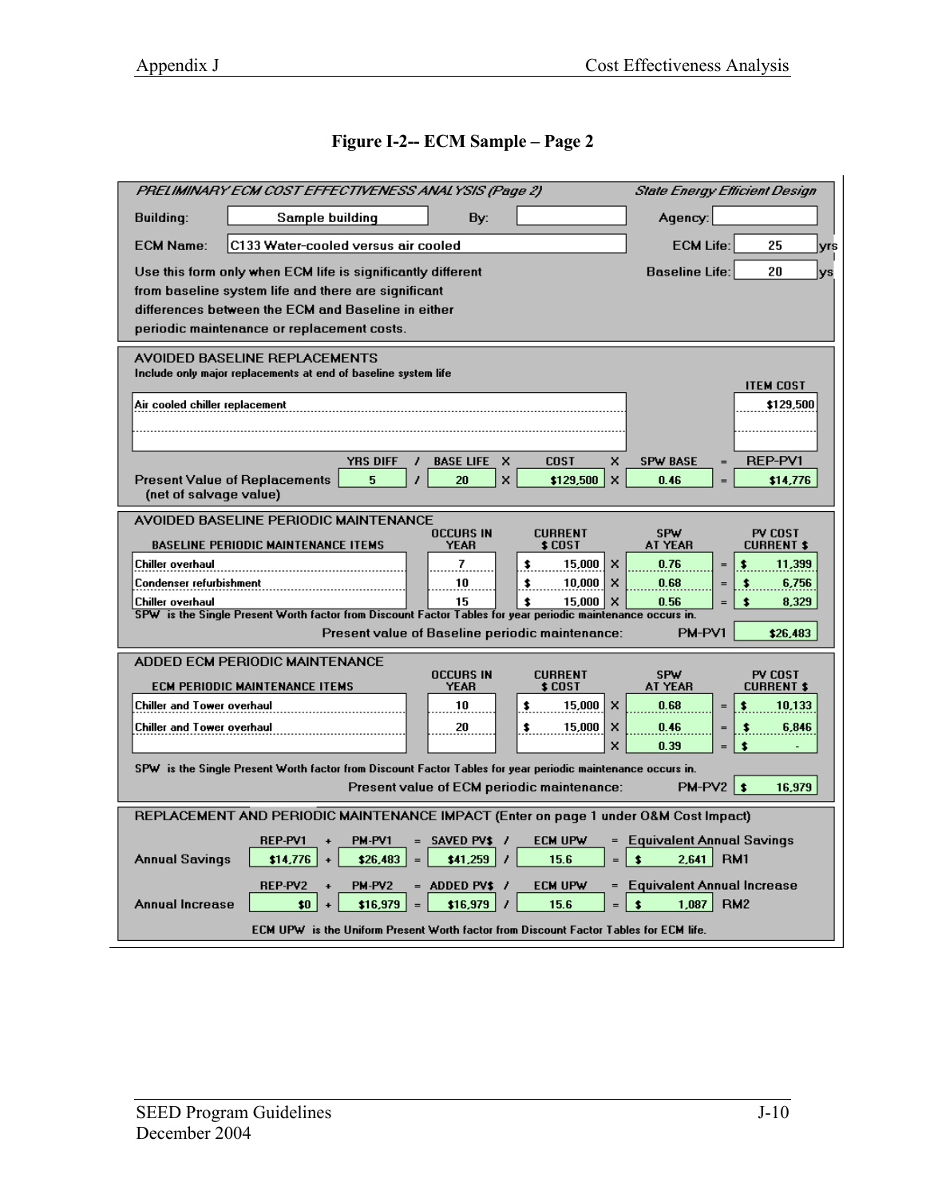**Figure I-2-- ECM Sample – Page 2**

*PRELIMINARY ECM COST EFFECTIVENESS ANALYSIS (Page 2)* — *State Energy Efficient Design*

| | | | | | |
|---|---|---|---|---|---|
| Building: | Sample building | By: | | Agency: | |
| ECM Name: | C133 Water-cooled versus air cooled | | | ECM Life: | 25 yrs |
| | | | | Baseline Life: | 20 ys |

Use this form only when ECM life is significantly different from baseline system life and there are significant differences between the ECM and Baseline in either periodic maintenance or replacement costs.

**AVOIDED BASELINE REPLACEMENTS**

Include only major replacements at end of baseline system life

| | ITEM COST |
|---|---|
| Air cooled chiller replacement | $129,500 |
| | |
| | |

| | YRS DIFF | / | BASE LIFE | X | COST | X | SPW BASE | = | REP-PV1 |
|---|---|---|---|---|---|---|---|---|---|
| Present Value of Replacements (net of salvage value) | 5 | / | 20 | X | $129,500 | X | 0.46 | = | $14,776 |

**AVOIDED BASELINE PERIODIC MAINTENANCE**

| BASELINE PERIODIC MAINTENANCE ITEMS | OCCURS IN YEAR | CURRENT $ COST | | SPW AT YEAR | | PV COST CURRENT $ |
|---|---|---|---|---|---|---|
| Chiller overhaul | 7 | $ 15,000 | X | 0.76 | = | $ 11,399 |
| Condenser refurbishment | 10 | $ 10,000 | X | 0.68 | = | $ 6,756 |
| Chiller overhaul | 15 | $ 15,000 | X | 0.56 | = | $ 8,329 |

SPW is the Single Present Worth factor from Discount Factor Tables for year periodic maintenance occurs in.

Present value of Baseline periodic maintenance: PM-PV1 $26,483

**ADDED ECM PERIODIC MAINTENANCE**

| ECM PERIODIC MAINTENANCE ITEMS | OCCURS IN YEAR | CURRENT $ COST | | SPW AT YEAR | | PV COST CURRENT $ |
|---|---|---|---|---|---|---|
| Chiller and Tower overhaul | 10 | $ 15,000 | X | 0.68 | = | $ 10,133 |
| Chiller and Tower overhaul | 20 | $ 15,000 | X | 0.46 | = | $ 6,846 |
| | | | X | 0.39 | = | $ - |

SPW is the Single Present Worth factor from Discount Factor Tables for year periodic maintenance occurs in.

Present value of ECM periodic maintenance: PM-PV2 $ 16,979

**REPLACEMENT AND PERIODIC MAINTENANCE IMPACT (Enter on page 1 under O&M Cost Impact)**

| | REP-PV1 | + | PM-PV1 | = | SAVED PV$ | / | ECM UPW | = | Equivalent Annual Savings | |
|---|---|---|---|---|---|---|---|---|---|---|
| Annual Savings | $14,776 | + | $26,483 | = | $41,259 | / | 15.6 | = | $ 2,641 | RM1 |

| | REP-PV2 | + | PM-PV2 | = | ADDED PV$ | / | ECM UPW | = | Equivalent Annual Increase | |
|---|---|---|---|---|---|---|---|---|---|---|
| Annual Increase | $0 | + | $16,979 | = | $16,979 | / | 15.6 | = | $ 1,087 | RM2 |

ECM UPW is the Uniform Present Worth factor from Discount Factor Tables for ECM life.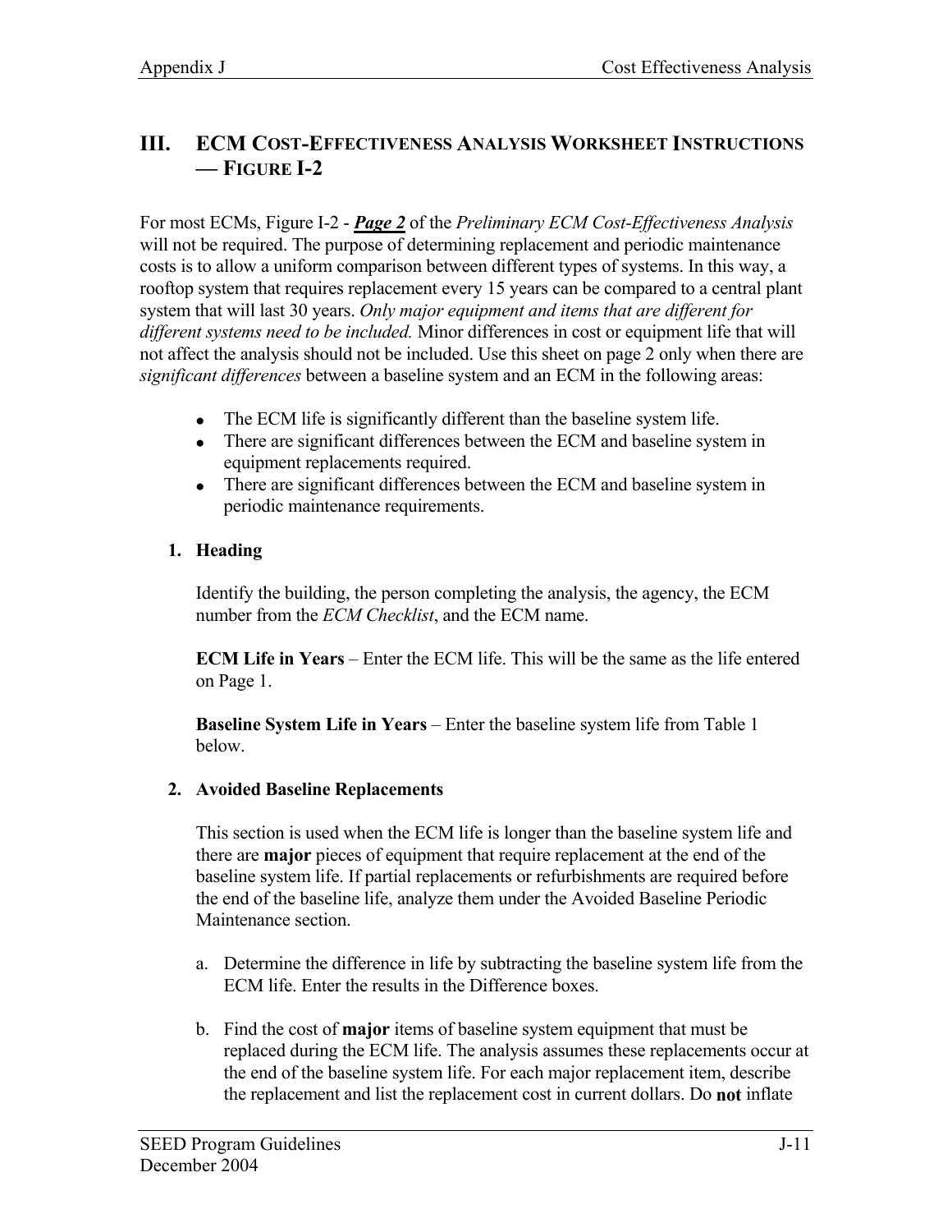## III. ECM COST-EFFECTIVENESS ANALYSIS WORKSHEET INSTRUCTIONS — FIGURE I-2

For most ECMs, Figure I-2 - ***Page 2*** of the *Preliminary ECM Cost-Effectiveness Analysis* will not be required. The purpose of determining replacement and periodic maintenance costs is to allow a uniform comparison between different types of systems. In this way, a rooftop system that requires replacement every 15 years can be compared to a central plant system that will last 30 years. *Only major equipment and items that are different for different systems need to be included.* Minor differences in cost or equipment life that will not affect the analysis should not be included. Use this sheet on page 2 only when there are *significant differences* between a baseline system and an ECM in the following areas:

- The ECM life is significantly different than the baseline system life.
- There are significant differences between the ECM and baseline system in equipment replacements required.
- There are significant differences between the ECM and baseline system in periodic maintenance requirements.

### 1. Heading

Identify the building, the person completing the analysis, the agency, the ECM number from the *ECM Checklist*, and the ECM name.

**ECM Life in Years** – Enter the ECM life. This will be the same as the life entered on Page 1.

**Baseline System Life in Years** – Enter the baseline system life from Table 1 below.

### 2. Avoided Baseline Replacements

This section is used when the ECM life is longer than the baseline system life and there are **major** pieces of equipment that require replacement at the end of the baseline system life. If partial replacements or refurbishments are required before the end of the baseline life, analyze them under the Avoided Baseline Periodic Maintenance section.

a. Determine the difference in life by subtracting the baseline system life from the ECM life. Enter the results in the Difference boxes.

b. Find the cost of **major** items of baseline system equipment that must be replaced during the ECM life. The analysis assumes these replacements occur at the end of the baseline system life. For each major replacement item, describe the replacement and list the replacement cost in current dollars. Do **not** inflate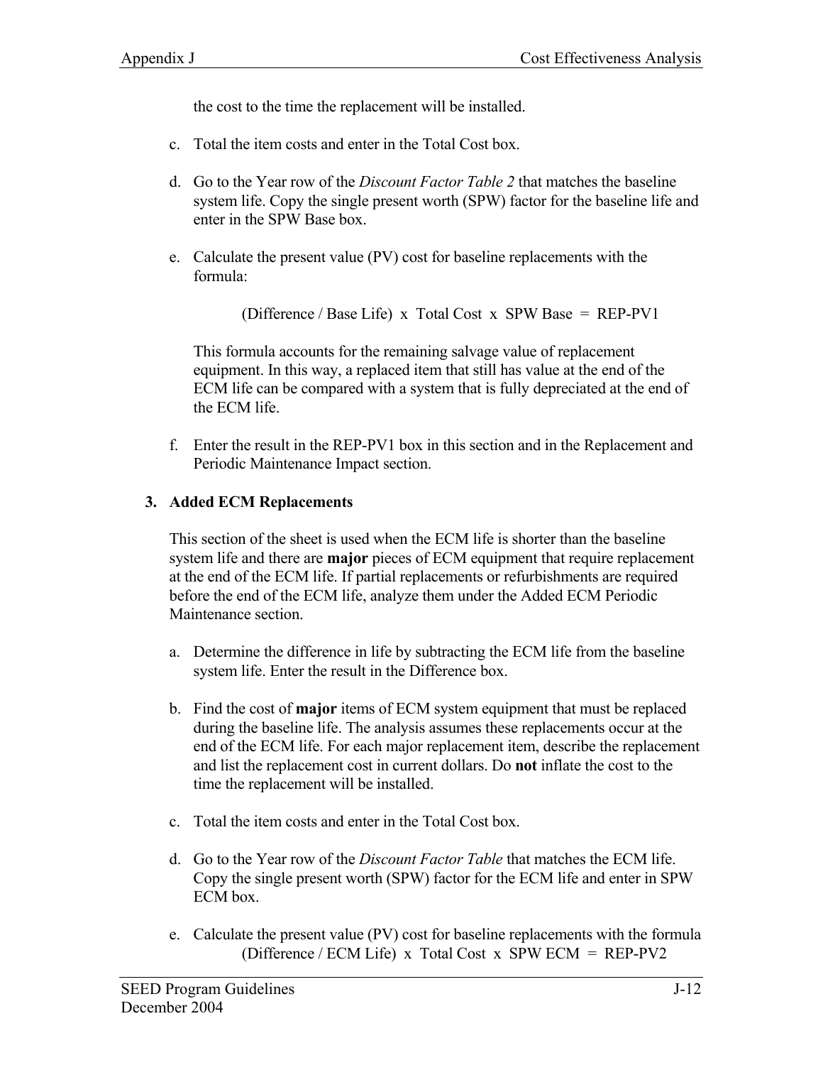the cost to the time the replacement will be installed.

c. Total the item costs and enter in the Total Cost box.

d. Go to the Year row of the *Discount Factor Table 2* that matches the baseline system life. Copy the single present worth (SPW) factor for the baseline life and enter in the SPW Base box.

e. Calculate the present value (PV) cost for baseline replacements with the formula:

   (Difference / Base Life) x Total Cost x SPW Base = REP-PV1

   This formula accounts for the remaining salvage value of replacement equipment. In this way, a replaced item that still has value at the end of the ECM life can be compared with a system that is fully depreciated at the end of the ECM life.

f. Enter the result in the REP-PV1 box in this section and in the Replacement and Periodic Maintenance Impact section.

### 3. Added ECM Replacements

This section of the sheet is used when the ECM life is shorter than the baseline system life and there are **major** pieces of ECM equipment that require replacement at the end of the ECM life. If partial replacements or refurbishments are required before the end of the ECM life, analyze them under the Added ECM Periodic Maintenance section.

a. Determine the difference in life by subtracting the ECM life from the baseline system life. Enter the result in the Difference box.

b. Find the cost of **major** items of ECM system equipment that must be replaced during the baseline life. The analysis assumes these replacements occur at the end of the ECM life. For each major replacement item, describe the replacement and list the replacement cost in current dollars. Do **not** inflate the cost to the time the replacement will be installed.

c. Total the item costs and enter in the Total Cost box.

d. Go to the Year row of the *Discount Factor Table* that matches the ECM life. Copy the single present worth (SPW) factor for the ECM life and enter in SPW ECM box.

e. Calculate the present value (PV) cost for baseline replacements with the formula
   (Difference / ECM Life) x Total Cost x SPW ECM = REP-PV2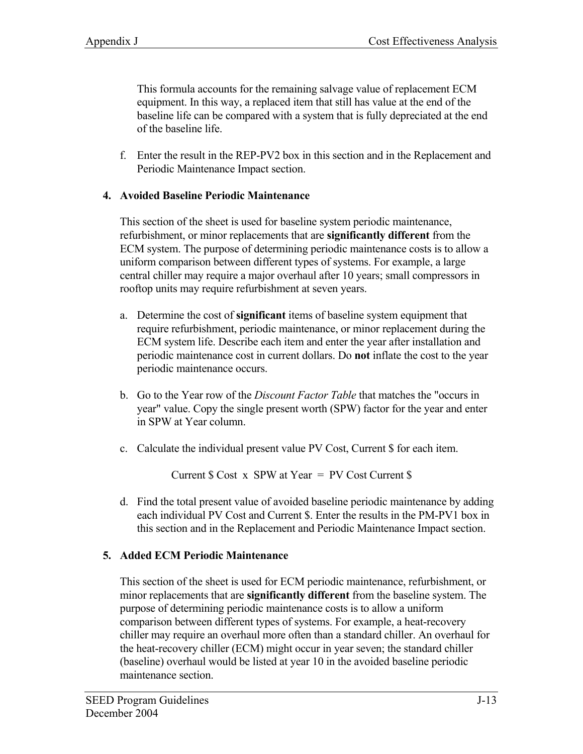This formula accounts for the remaining salvage value of replacement ECM equipment. In this way, a replaced item that still has value at the end of the baseline life can be compared with a system that is fully depreciated at the end of the baseline life.

f. Enter the result in the REP-PV2 box in this section and in the Replacement and Periodic Maintenance Impact section.

**4. Avoided Baseline Periodic Maintenance**

This section of the sheet is used for baseline system periodic maintenance, refurbishment, or minor replacements that are **significantly different** from the ECM system. The purpose of determining periodic maintenance costs is to allow a uniform comparison between different types of systems. For example, a large central chiller may require a major overhaul after 10 years; small compressors in rooftop units may require refurbishment at seven years.

a. Determine the cost of **significant** items of baseline system equipment that require refurbishment, periodic maintenance, or minor replacement during the ECM system life. Describe each item and enter the year after installation and periodic maintenance cost in current dollars. Do **not** inflate the cost to the year periodic maintenance occurs.

b. Go to the Year row of the *Discount Factor Table* that matches the "occurs in year" value. Copy the single present worth (SPW) factor for the year and enter in SPW at Year column.

c. Calculate the individual present value PV Cost, Current $ for each item.

Current $ Cost x SPW at Year = PV Cost Current $

d. Find the total present value of avoided baseline periodic maintenance by adding each individual PV Cost and Current $. Enter the results in the PM-PV1 box in this section and in the Replacement and Periodic Maintenance Impact section.

**5. Added ECM Periodic Maintenance**

This section of the sheet is used for ECM periodic maintenance, refurbishment, or minor replacements that are **significantly different** from the baseline system. The purpose of determining periodic maintenance costs is to allow a uniform comparison between different types of systems. For example, a heat-recovery chiller may require an overhaul more often than a standard chiller. An overhaul for the heat-recovery chiller (ECM) might occur in year seven; the standard chiller (baseline) overhaul would be listed at year 10 in the avoided baseline periodic maintenance section.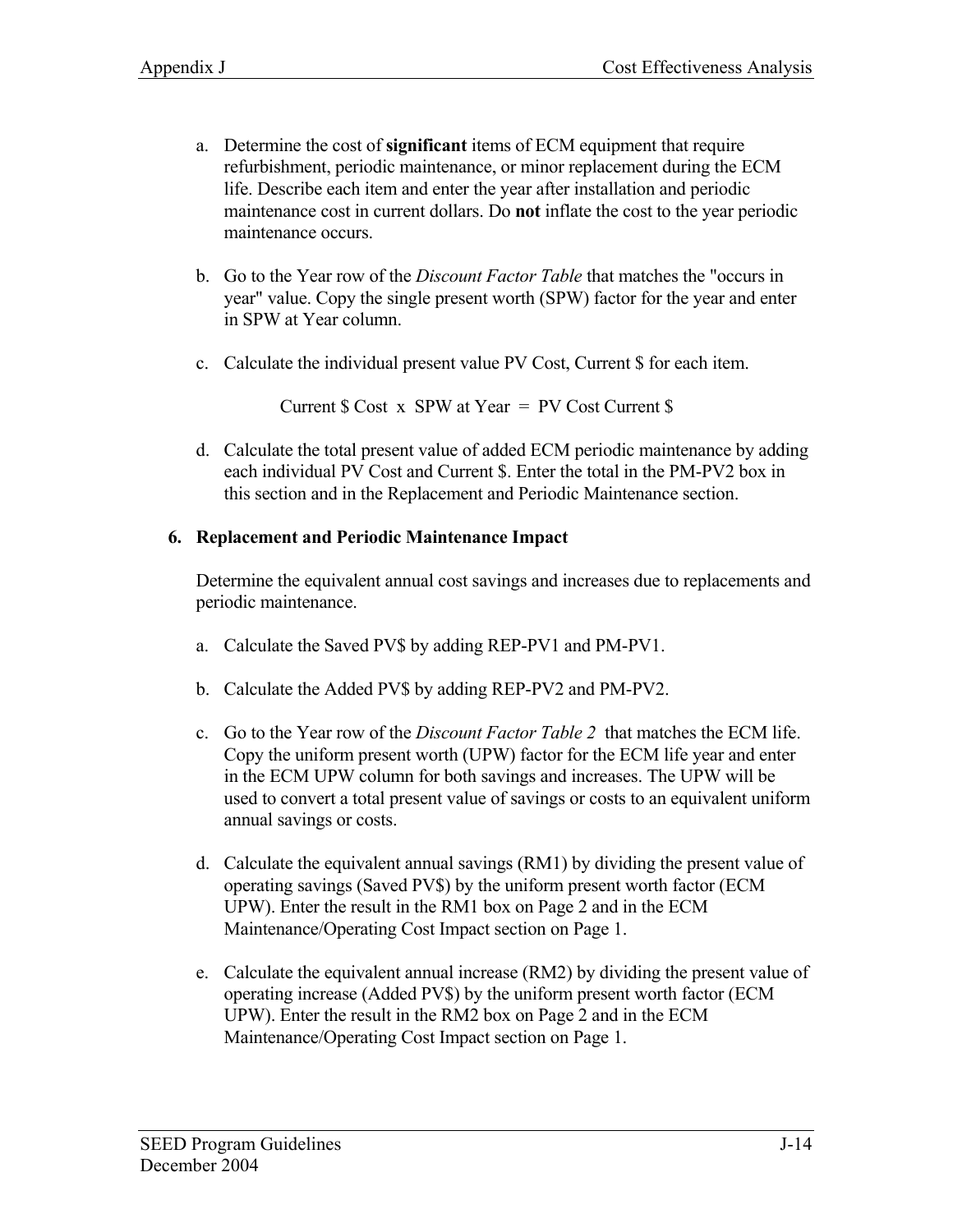a. Determine the cost of **significant** items of ECM equipment that require refurbishment, periodic maintenance, or minor replacement during the ECM life. Describe each item and enter the year after installation and periodic maintenance cost in current dollars. Do **not** inflate the cost to the year periodic maintenance occurs.

b. Go to the Year row of the *Discount Factor Table* that matches the "occurs in year" value. Copy the single present worth (SPW) factor for the year and enter in SPW at Year column.

c. Calculate the individual present value PV Cost, Current $ for each item.

   Current $ Cost x SPW at Year = PV Cost Current $

d. Calculate the total present value of added ECM periodic maintenance by adding each individual PV Cost and Current $. Enter the total in the PM-PV2 box in this section and in the Replacement and Periodic Maintenance section.

### 6. Replacement and Periodic Maintenance Impact

Determine the equivalent annual cost savings and increases due to replacements and periodic maintenance.

a. Calculate the Saved PV$ by adding REP-PV1 and PM-PV1.

b. Calculate the Added PV$ by adding REP-PV2 and PM-PV2.

c. Go to the Year row of the *Discount Factor Table 2* that matches the ECM life. Copy the uniform present worth (UPW) factor for the ECM life year and enter in the ECM UPW column for both savings and increases. The UPW will be used to convert a total present value of savings or costs to an equivalent uniform annual savings or costs.

d. Calculate the equivalent annual savings (RM1) by dividing the present value of operating savings (Saved PV$) by the uniform present worth factor (ECM UPW). Enter the result in the RM1 box on Page 2 and in the ECM Maintenance/Operating Cost Impact section on Page 1.

e. Calculate the equivalent annual increase (RM2) by dividing the present value of operating increase (Added PV$) by the uniform present worth factor (ECM UPW). Enter the result in the RM2 box on Page 2 and in the ECM Maintenance/Operating Cost Impact section on Page 1.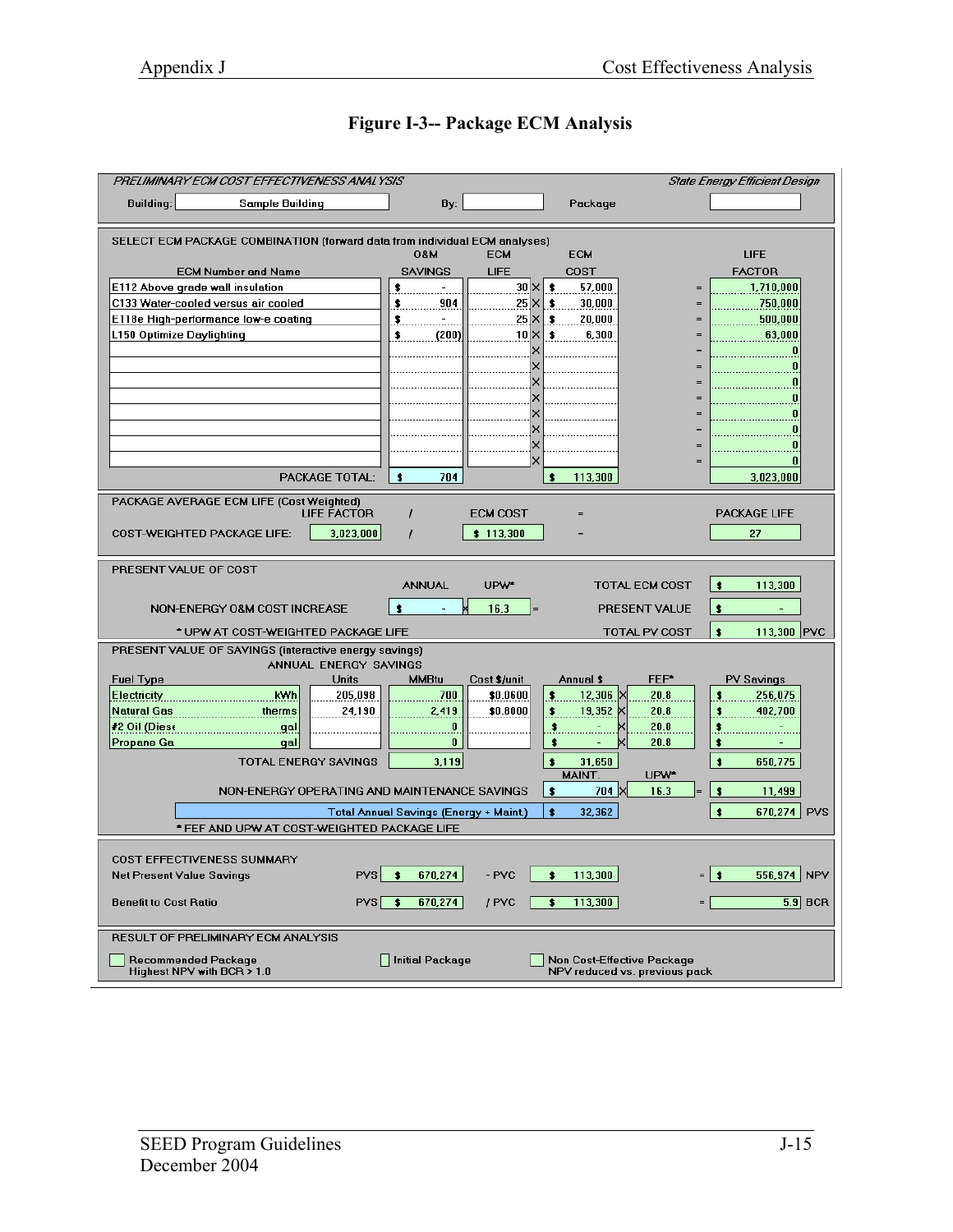## Figure I-3-- Package ECM Analysis

*PRELIMINARY ECM COST EFFECTIVENESS ANALYSIS* — *State Energy Efficient Design*

Building: Sample Building | By: | Package:

**SELECT ECM PACKAGE COMBINATION (forward data from individual ECM analyses)**

| ECM Number and Name | O&M SAVINGS | ECM LIFE | | ECM COST | | LIFE FACTOR |
|---|---|---|---|---|---|---|
| E112 Above grade wall insulation | $ - | 30 | × | $ 57,000 | = | 1,710,000 |
| C133 Water-cooled versus air cooled | $ 904 | 25 | × | $ 30,000 | = | 750,000 |
| E118e High-performance low-e coating | $ - | 25 | × | $ 20,000 | = | 500,000 |
| L150 Optimize Daylighting | $ (200) | 10 | × | $ 6,300 | = | 63,000 |
| | | | × | | = | 0 |
| | | | × | | = | 0 |
| | | | × | | = | 0 |
| | | | × | | = | 0 |
| | | | × | | = | 0 |
| | | | × | | = | 0 |
| | | | × | | = | 0 |
| | | | × | | = | 0 |
| PACKAGE TOTAL: | $ 704 | | | $ 113,300 | | 3,023,000 |

**PACKAGE AVERAGE ECM LIFE (Cost Weighted)**

| | LIFE FACTOR | / | ECM COST | = | PACKAGE LIFE |
|---|---|---|---|---|---|
| COST-WEIGHTED PACKAGE LIFE: | 3,023,000 | / | $ 113,300 | = | 27 |

**PRESENT VALUE OF COST**

| | ANNUAL | | UPW* | | | |
|---|---|---|---|---|---|---|
| | | | | | TOTAL ECM COST | $ 113,300 |
| NON-ENERGY O&M COST INCREASE | $ - | × | 16.3 | = | PRESENT VALUE | $ - |
| | | | | | TOTAL PV COST | $ 113,300 PVC |

* UPW AT COST-WEIGHTED PACKAGE LIFE

**PRESENT VALUE OF SAVINGS (interactive energy savings)**

ANNUAL ENERGY SAVINGS

| Fuel Type | | Units | MMBtu | Cost $/unit | Annual $ | | FEF* | PV Savings |
|---|---|---|---|---|---|---|---|---|
| Electricity | kWh | 205,098 | 700 | $0.0600 | $ 12,306 | × | 20.8 | $ 256,075 |
| Natural Gas | therms | 24,190 | 2,419 | $0.8000 | $ 19,352 | × | 20.8 | $ 402,700 |
| #2 Oil (Diese | gal | | 0 | | $ - | × | 20.8 | $ - |
| Propane Ga | gal | | 0 | | $ - | × | 20.8 | $ - |
| TOTAL ENERGY SAVINGS | | | 3,119 | | $ 31,650 | | | $ 658,775 |

| | MAINT. | | UPW* | | |
|---|---|---|---|---|---|
| NON-ENERGY OPERATING AND MAINTENANCE SAVINGS | $ 704 | × | 16.3 | = | $ 11,499 |
| Total Annual Savings (Energy + Maint.) | $ 32,362 | | | | $ 670,274 PVS |

* FEF AND UPW AT COST-WEIGHTED PACKAGE LIFE

**COST EFFECTIVENESS SUMMARY**

| | | | | | | |
|---|---|---|---|---|---|---|
| Net Present Value Savings | PVS | $ 670,274 | - PVC | $ 113,300 | = | $ 556,974 NPV |
| Benefit to Cost Ratio | PVS | $ 670,274 | / PVC | $ 113,300 | = | 5.9 BCR |

**RESULT OF PRELIMINARY ECM ANALYSIS**

- Recommended Package — Highest NPV with BCR > 1.0
- Initial Package
- Non Cost-Effective Package — NPV reduced vs. previous pack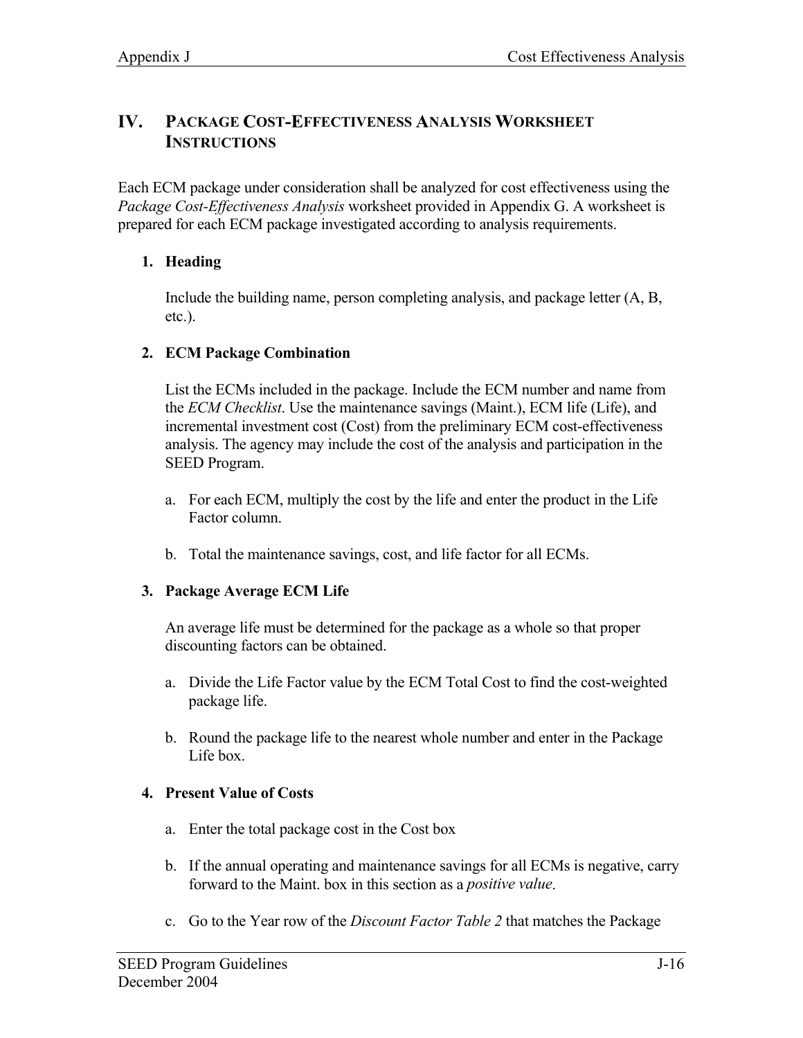## IV. Package Cost-Effectiveness Analysis Worksheet Instructions

Each ECM package under consideration shall be analyzed for cost effectiveness using the *Package Cost-Effectiveness Analysis* worksheet provided in Appendix G. A worksheet is prepared for each ECM package investigated according to analysis requirements.

1. **Heading**

   Include the building name, person completing analysis, and package letter (A, B, etc.).

2. **ECM Package Combination**

   List the ECMs included in the package. Include the ECM number and name from the *ECM Checklist*. Use the maintenance savings (Maint.), ECM life (Life), and incremental investment cost (Cost) from the preliminary ECM cost-effectiveness analysis. The agency may include the cost of the analysis and participation in the SEED Program.

   a. For each ECM, multiply the cost by the life and enter the product in the Life Factor column.

   b. Total the maintenance savings, cost, and life factor for all ECMs.

3. **Package Average ECM Life**

   An average life must be determined for the package as a whole so that proper discounting factors can be obtained.

   a. Divide the Life Factor value by the ECM Total Cost to find the cost-weighted package life.

   b. Round the package life to the nearest whole number and enter in the Package Life box.

4. **Present Value of Costs**

   a. Enter the total package cost in the Cost box

   b. If the annual operating and maintenance savings for all ECMs is negative, carry forward to the Maint. box in this section as a *positive value*.

   c. Go to the Year row of the *Discount Factor Table 2* that matches the Package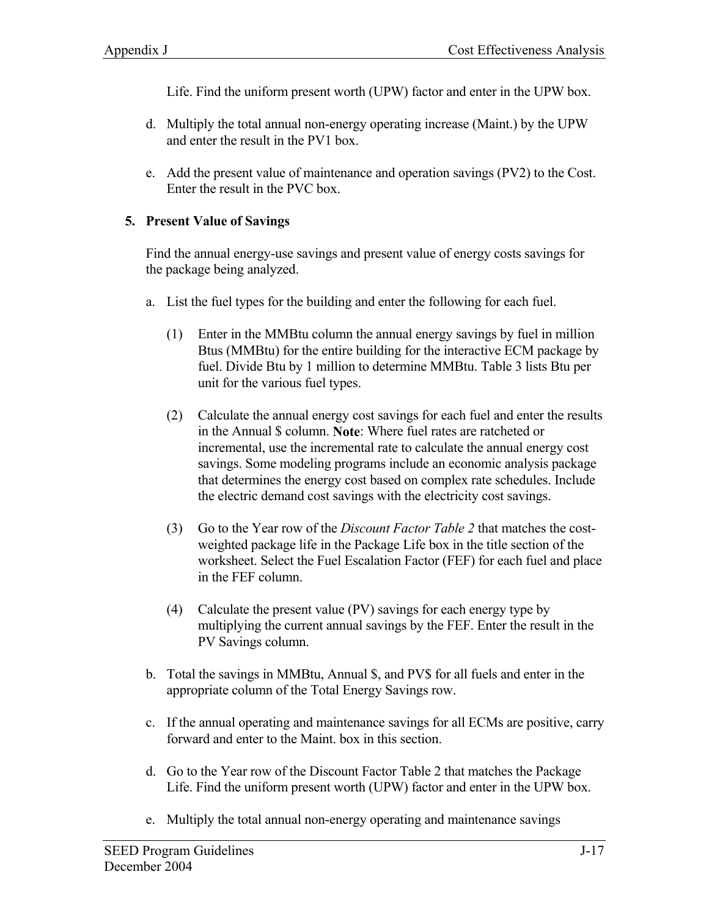Life. Find the uniform present worth (UPW) factor and enter in the UPW box.

d. Multiply the total annual non-energy operating increase (Maint.) by the UPW and enter the result in the PV1 box.

e. Add the present value of maintenance and operation savings (PV2) to the Cost. Enter the result in the PVC box.

**5. Present Value of Savings**

Find the annual energy-use savings and present value of energy costs savings for the package being analyzed.

a. List the fuel types for the building and enter the following for each fuel.

(1) Enter in the MMBtu column the annual energy savings by fuel in million Btus (MMBtu) for the entire building for the interactive ECM package by fuel. Divide Btu by 1 million to determine MMBtu. Table 3 lists Btu per unit for the various fuel types.

(2) Calculate the annual energy cost savings for each fuel and enter the results in the Annual $ column. **Note**: Where fuel rates are ratcheted or incremental, use the incremental rate to calculate the annual energy cost savings. Some modeling programs include an economic analysis package that determines the energy cost based on complex rate schedules. Include the electric demand cost savings with the electricity cost savings.

(3) Go to the Year row of the *Discount Factor Table 2* that matches the cost-weighted package life in the Package Life box in the title section of the worksheet. Select the Fuel Escalation Factor (FEF) for each fuel and place in the FEF column.

(4) Calculate the present value (PV) savings for each energy type by multiplying the current annual savings by the FEF. Enter the result in the PV Savings column.

b. Total the savings in MMBtu, Annual $, and PV$ for all fuels and enter in the appropriate column of the Total Energy Savings row.

c. If the annual operating and maintenance savings for all ECMs are positive, carry forward and enter to the Maint. box in this section.

d. Go to the Year row of the Discount Factor Table 2 that matches the Package Life. Find the uniform present worth (UPW) factor and enter in the UPW box.

e. Multiply the total annual non-energy operating and maintenance savings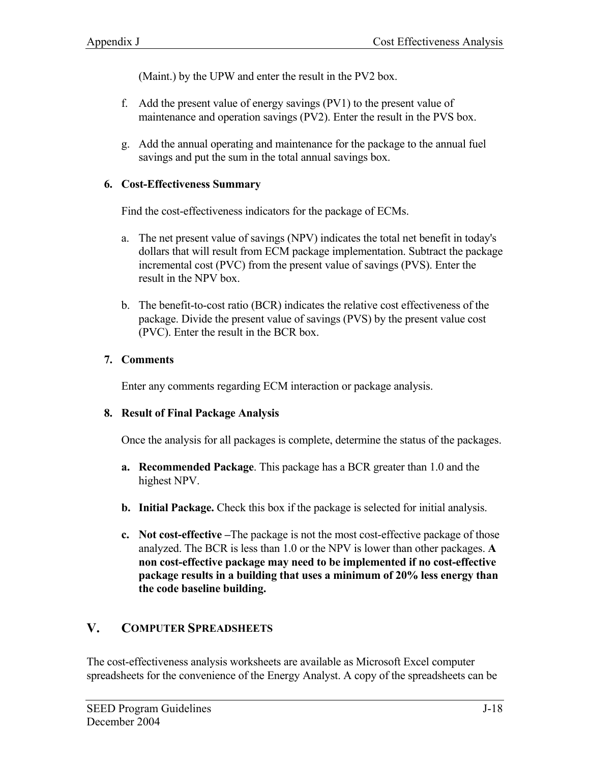(Maint.) by the UPW and enter the result in the PV2 box.

f. Add the present value of energy savings (PV1) to the present value of maintenance and operation savings (PV2). Enter the result in the PVS box.

g. Add the annual operating and maintenance for the package to the annual fuel savings and put the sum in the total annual savings box.

**6. Cost-Effectiveness Summary**

Find the cost-effectiveness indicators for the package of ECMs.

a. The net present value of savings (NPV) indicates the total net benefit in today's dollars that will result from ECM package implementation. Subtract the package incremental cost (PVC) from the present value of savings (PVS). Enter the result in the NPV box.

b. The benefit-to-cost ratio (BCR) indicates the relative cost effectiveness of the package. Divide the present value of savings (PVS) by the present value cost (PVC). Enter the result in the BCR box.

**7. Comments**

Enter any comments regarding ECM interaction or package analysis.

**8. Result of Final Package Analysis**

Once the analysis for all packages is complete, determine the status of the packages.

**a. Recommended Package**. This package has a BCR greater than 1.0 and the highest NPV.

**b. Initial Package.** Check this box if the package is selected for initial analysis.

**c. Not cost-effective –**The package is not the most cost-effective package of those analyzed. The BCR is less than 1.0 or the NPV is lower than other packages. **A non cost-effective package may need to be implemented if no cost-effective package results in a building that uses a minimum of 20% less energy than the code baseline building.**

## V. COMPUTER SPREADSHEETS

The cost-effectiveness analysis worksheets are available as Microsoft Excel computer spreadsheets for the convenience of the Energy Analyst. A copy of the spreadsheets can be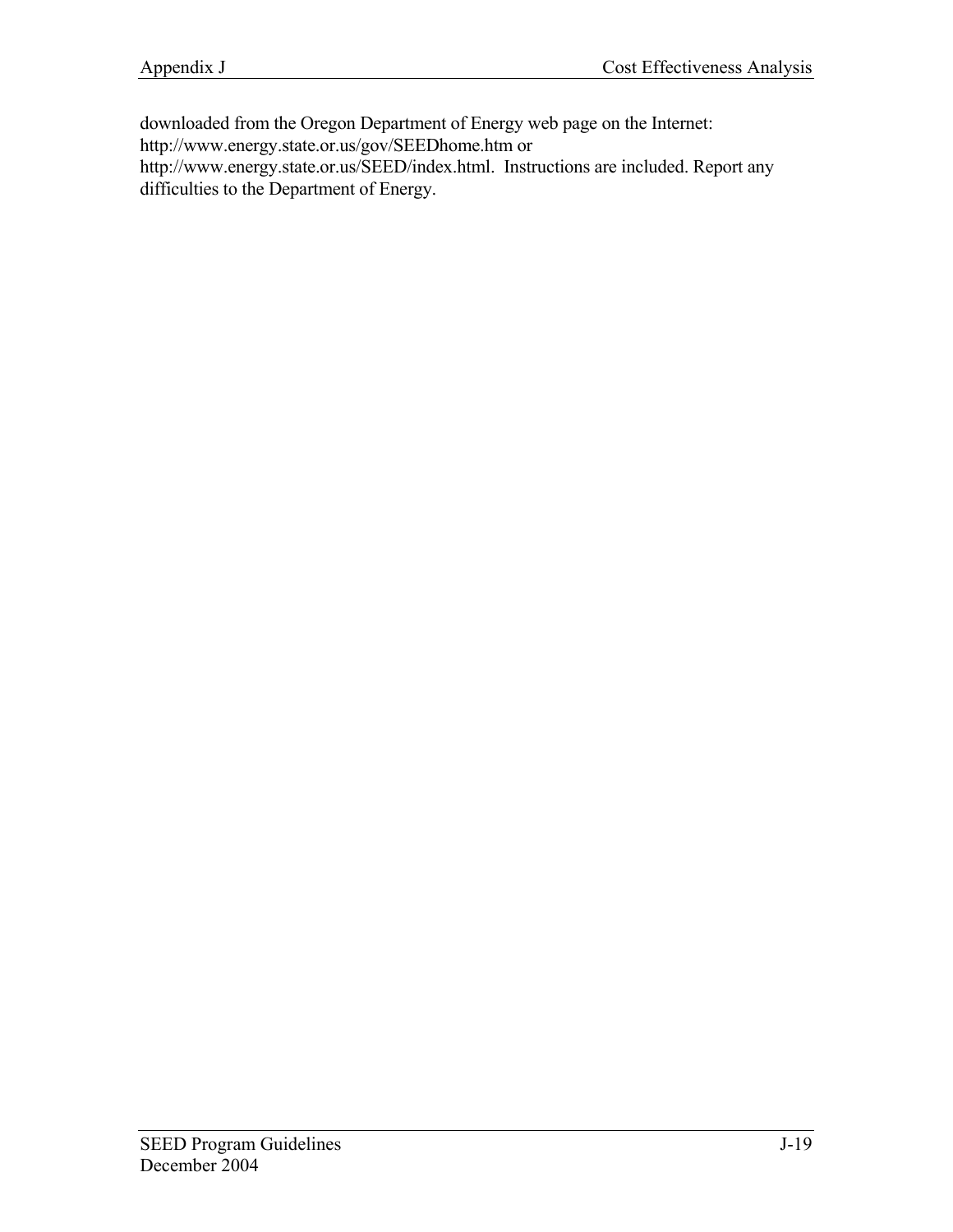downloaded from the Oregon Department of Energy web page on the Internet: http://www.energy.state.or.us/gov/SEEDhome.htm or http://www.energy.state.or.us/SEED/index.html. Instructions are included. Report any difficulties to the Department of Energy.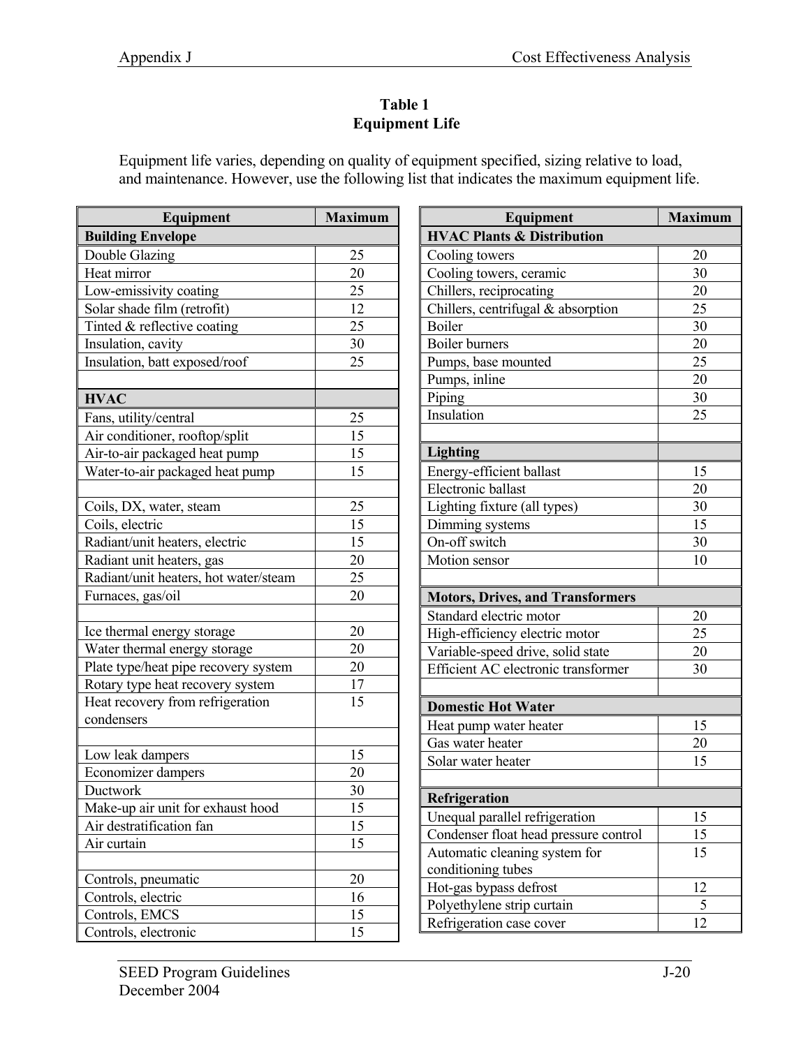**Table 1**
**Equipment Life**

Equipment life varies, depending on quality of equipment specified, sizing relative to load, and maintenance. However, use the following list that indicates the maximum equipment life.

| Equipment | Maximum |
|---|---|
| **Building Envelope** | |
| Double Glazing | 25 |
| Heat mirror | 20 |
| Low-emissivity coating | 25 |
| Solar shade film (retrofit) | 12 |
| Tinted & reflective coating | 25 |
| Insulation, cavity | 30 |
| Insulation, batt exposed/roof | 25 |
| | |
| **HVAC** | |
| Fans, utility/central | 25 |
| Air conditioner, rooftop/split | 15 |
| Air-to-air packaged heat pump | 15 |
| Water-to-air packaged heat pump | 15 |
| | |
| Coils, DX, water, steam | 25 |
| Coils, electric | 15 |
| Radiant/unit heaters, electric | 15 |
| Radiant unit heaters, gas | 20 |
| Radiant/unit heaters, hot water/steam | 25 |
| Furnaces, gas/oil | 20 |
| | |
| Ice thermal energy storage | 20 |
| Water thermal energy storage | 20 |
| Plate type/heat pipe recovery system | 20 |
| Rotary type heat recovery system | 17 |
| Heat recovery from refrigeration condensers | 15 |
| | |
| Low leak dampers | 15 |
| Economizer dampers | 20 |
| Ductwork | 30 |
| Make-up air unit for exhaust hood | 15 |
| Air destratification fan | 15 |
| Air curtain | 15 |
| | |
| Controls, pneumatic | 20 |
| Controls, electric | 16 |
| Controls, EMCS | 15 |
| Controls, electronic | 15 |

| Equipment | Maximum |
|---|---|
| **HVAC Plants & Distribution** | |
| Cooling towers | 20 |
| Cooling towers, ceramic | 30 |
| Chillers, reciprocating | 20 |
| Chillers, centrifugal & absorption | 25 |
| Boiler | 30 |
| Boiler burners | 20 |
| Pumps, base mounted | 25 |
| Pumps, inline | 20 |
| Piping | 30 |
| Insulation | 25 |
| | |
| **Lighting** | |
| Energy-efficient ballast | 15 |
| Electronic ballast | 20 |
| Lighting fixture (all types) | 30 |
| Dimming systems | 15 |
| On-off switch | 30 |
| Motion sensor | 10 |
| | |
| **Motors, Drives, and Transformers** | |
| Standard electric motor | 20 |
| High-efficiency electric motor | 25 |
| Variable-speed drive, solid state | 20 |
| Efficient AC electronic transformer | 30 |
| | |
| **Domestic Hot Water** | |
| Heat pump water heater | 15 |
| Gas water heater | 20 |
| Solar water heater | 15 |
| | |
| **Refrigeration** | |
| Unequal parallel refrigeration | 15 |
| Condenser float head pressure control | 15 |
| Automatic cleaning system for conditioning tubes | 15 |
| Hot-gas bypass defrost | 12 |
| Polyethylene strip curtain | 5 |
| Refrigeration case cover | 12 |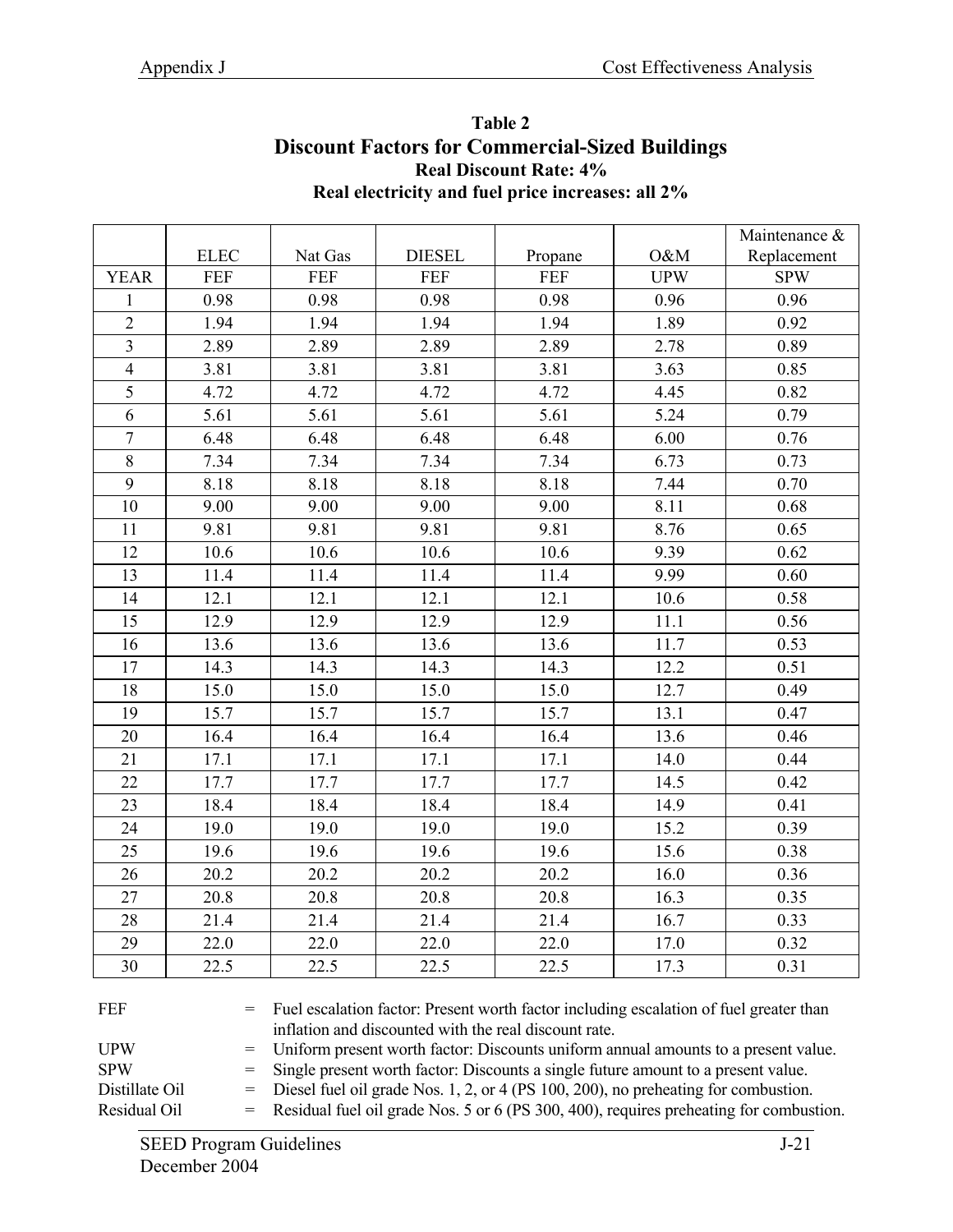### Table 2

## Discount Factors for Commercial-Sized Buildings

**Real Discount Rate: 4%**

**Real electricity and fuel price increases: all 2%**

| | ELEC | Nat Gas | DIESEL | Propane | O&M | Maintenance & Replacement |
|---|---|---|---|---|---|---|
| YEAR | FEF | FEF | FEF | FEF | UPW | SPW |
| 1 | 0.98 | 0.98 | 0.98 | 0.98 | 0.96 | 0.96 |
| 2 | 1.94 | 1.94 | 1.94 | 1.94 | 1.89 | 0.92 |
| 3 | 2.89 | 2.89 | 2.89 | 2.89 | 2.78 | 0.89 |
| 4 | 3.81 | 3.81 | 3.81 | 3.81 | 3.63 | 0.85 |
| 5 | 4.72 | 4.72 | 4.72 | 4.72 | 4.45 | 0.82 |
| 6 | 5.61 | 5.61 | 5.61 | 5.61 | 5.24 | 0.79 |
| 7 | 6.48 | 6.48 | 6.48 | 6.48 | 6.00 | 0.76 |
| 8 | 7.34 | 7.34 | 7.34 | 7.34 | 6.73 | 0.73 |
| 9 | 8.18 | 8.18 | 8.18 | 8.18 | 7.44 | 0.70 |
| 10 | 9.00 | 9.00 | 9.00 | 9.00 | 8.11 | 0.68 |
| 11 | 9.81 | 9.81 | 9.81 | 9.81 | 8.76 | 0.65 |
| 12 | 10.6 | 10.6 | 10.6 | 10.6 | 9.39 | 0.62 |
| 13 | 11.4 | 11.4 | 11.4 | 11.4 | 9.99 | 0.60 |
| 14 | 12.1 | 12.1 | 12.1 | 12.1 | 10.6 | 0.58 |
| 15 | 12.9 | 12.9 | 12.9 | 12.9 | 11.1 | 0.56 |
| 16 | 13.6 | 13.6 | 13.6 | 13.6 | 11.7 | 0.53 |
| 17 | 14.3 | 14.3 | 14.3 | 14.3 | 12.2 | 0.51 |
| 18 | 15.0 | 15.0 | 15.0 | 15.0 | 12.7 | 0.49 |
| 19 | 15.7 | 15.7 | 15.7 | 15.7 | 13.1 | 0.47 |
| 20 | 16.4 | 16.4 | 16.4 | 16.4 | 13.6 | 0.46 |
| 21 | 17.1 | 17.1 | 17.1 | 17.1 | 14.0 | 0.44 |
| 22 | 17.7 | 17.7 | 17.7 | 17.7 | 14.5 | 0.42 |
| 23 | 18.4 | 18.4 | 18.4 | 18.4 | 14.9 | 0.41 |
| 24 | 19.0 | 19.0 | 19.0 | 19.0 | 15.2 | 0.39 |
| 25 | 19.6 | 19.6 | 19.6 | 19.6 | 15.6 | 0.38 |
| 26 | 20.2 | 20.2 | 20.2 | 20.2 | 16.0 | 0.36 |
| 27 | 20.8 | 20.8 | 20.8 | 20.8 | 16.3 | 0.35 |
| 28 | 21.4 | 21.4 | 21.4 | 21.4 | 16.7 | 0.33 |
| 29 | 22.0 | 22.0 | 22.0 | 22.0 | 17.0 | 0.32 |
| 30 | 22.5 | 22.5 | 22.5 | 22.5 | 17.3 | 0.31 |

| | | |
|---|---|---|
| FEF | = | Fuel escalation factor: Present worth factor including escalation of fuel greater than inflation and discounted with the real discount rate. |
| UPW | = | Uniform present worth factor: Discounts uniform annual amounts to a present value. |
| SPW | = | Single present worth factor: Discounts a single future amount to a present value. |
| Distillate Oil | = | Diesel fuel oil grade Nos. 1, 2, or 4 (PS 100, 200), no preheating for combustion. |
| Residual Oil | = | Residual fuel oil grade Nos. 5 or 6 (PS 300, 400), requires preheating for combustion. |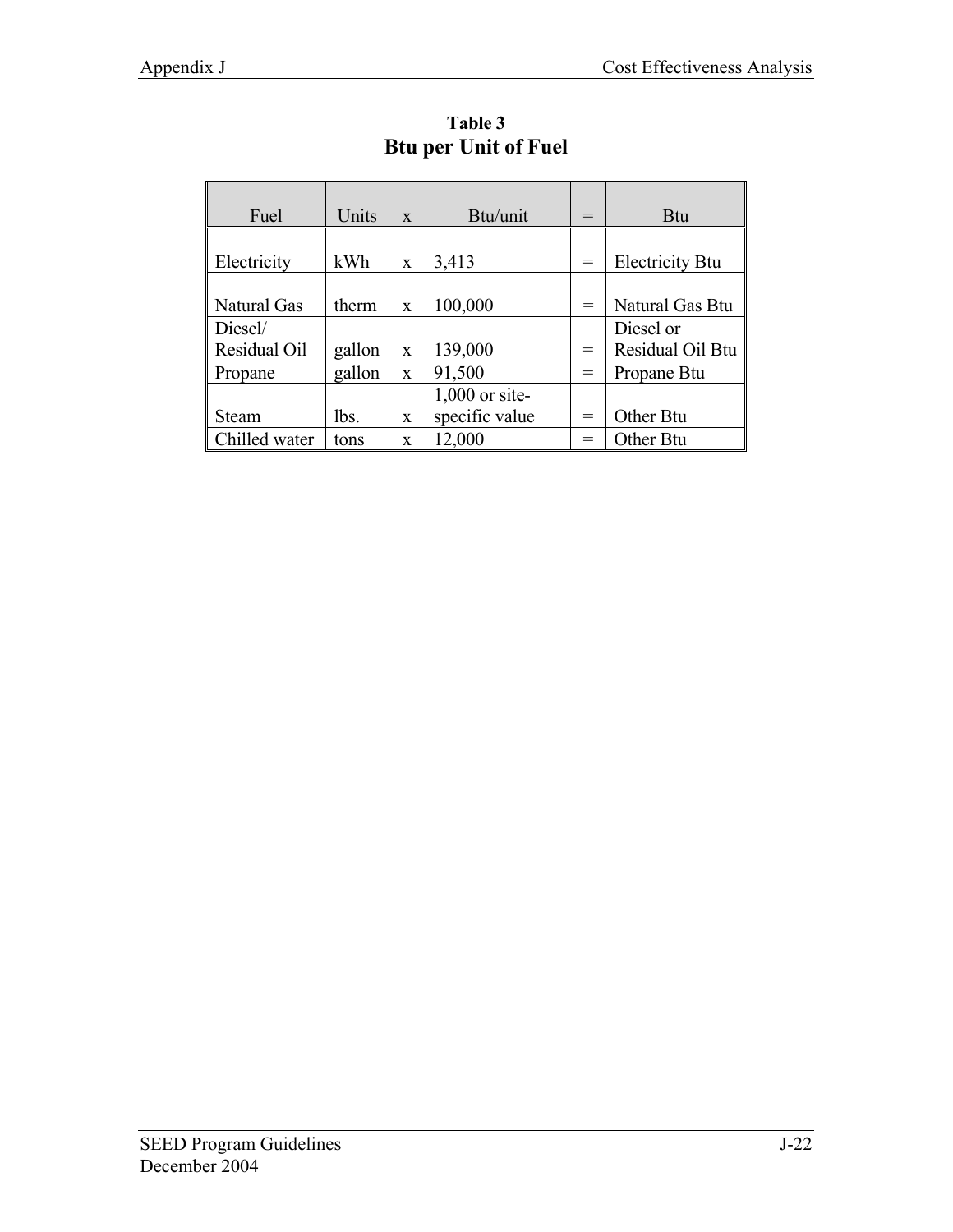**Table 3**

## Btu per Unit of Fuel

| Fuel | Units | x | Btu/unit | = | Btu |
|---|---|---|---|---|---|
| Electricity | kWh | x | 3,413 | = | Electricity Btu |
| Natural Gas | therm | x | 100,000 | = | Natural Gas Btu |
| Diesel/ Residual Oil | gallon | x | 139,000 | = | Diesel or Residual Oil Btu |
| Propane | gallon | x | 91,500 | = | Propane Btu |
| Steam | lbs. | x | 1,000 or site-specific value | = | Other Btu |
| Chilled water | tons | x | 12,000 | = | Other Btu |